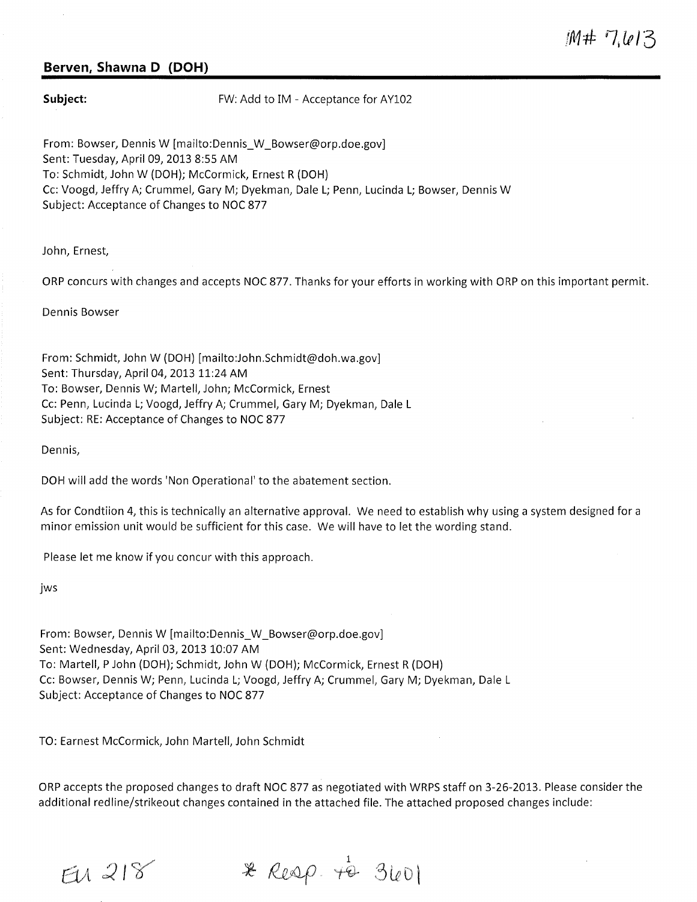IM# 7,613

**Berven, Shawna D (DOH)**

**Subject:** FW: Add to IM - Acceptance for AY102

From: Bowser, Dennis W [mailto:Dennis_W_Bowser@orp.doe.gov]
Sent: Tuesday, April 09, 2013 8:55 AM
To: Schmidt, John W (DOH); McCormick, Ernest R (DOH)
Cc: Voogd, Jeffry A; Crummel, Gary M; Dyekman, Dale L; Penn, Lucinda L; Bowser, Dennis W
Subject: Acceptance of Changes to NOC 877

John, Ernest,

ORP concurs with changes and accepts NOC 877. Thanks for your efforts in working with ORP on this important permit.

Dennis Bowser

From: Schmidt, John W (DOH) [mailto:John.Schmidt@doh.wa.gov]
Sent: Thursday, April 04, 2013 11:24 AM
To: Bowser, Dennis W; Martell, John; McCormick, Ernest
Cc: Penn, Lucinda L; Voogd, Jeffry A; Crummel, Gary M; Dyekman, Dale L
Subject: RE: Acceptance of Changes to NOC 877

Dennis,

DOH will add the words 'Non Operational' to the abatement section.

As for Condtiion 4, this is technically an alternative approval. We need to establish why using a system designed for a minor emission unit would be sufficient for this case. We will have to let the wording stand.

Please let me know if you concur with this approach.

jws

From: Bowser, Dennis W [mailto:Dennis_W_Bowser@orp.doe.gov]
Sent: Wednesday, April 03, 2013 10:07 AM
To: Martell, P John (DOH); Schmidt, John W (DOH); McCormick, Ernest R (DOH)
Cc: Bowser, Dennis W; Penn, Lucinda L; Voogd, Jeffry A; Crummel, Gary M; Dyekman, Dale L
Subject: Acceptance of Changes to NOC 877

TO: Earnest McCormick, John Martell, John Schmidt

ORP accepts the proposed changes to draft NOC 877 as negotiated with WRPS staff on 3-26-2013. Please consider the additional redline/strikeout changes contained in the attached file. The attached proposed changes include:

EU 218 * Resp. to 3601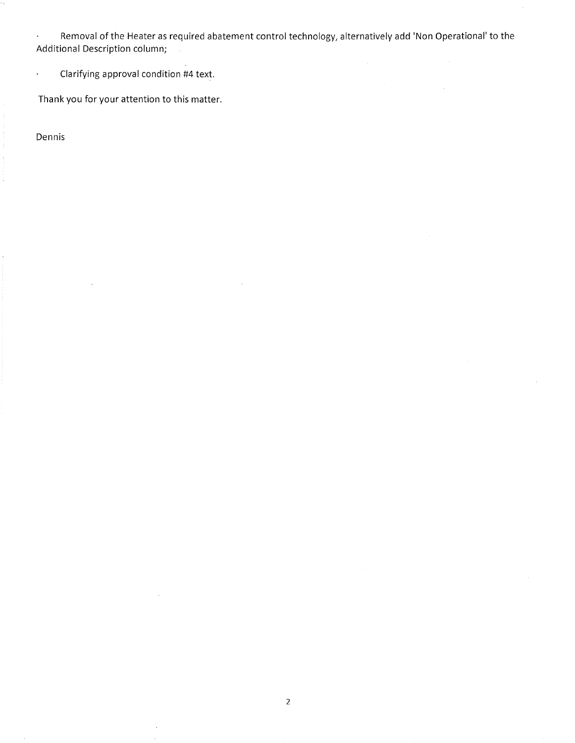- Removal of the Heater as required abatement control technology, alternatively add 'Non Operational' to the Additional Description column;

- Clarifying approval condition #4 text.

Thank you for your attention to this matter.

Dennis